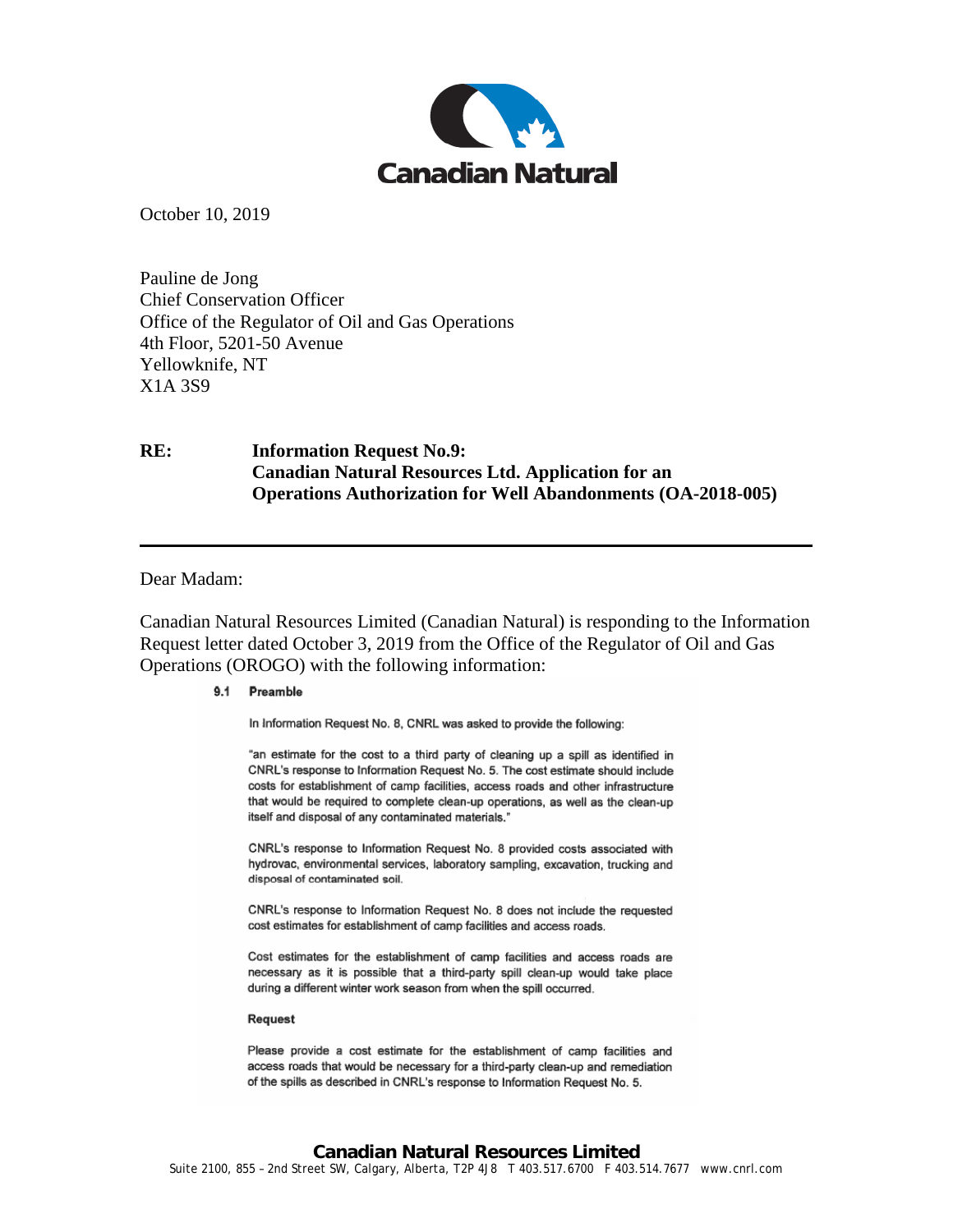October 10, 2019

Pauline de Jong
Chief Conservation Officer
Office of the Regulator of Oil and Gas Operations
4th Floor, 5201-50 Avenue
Yellowknife, NT
X1A 3S9

**RE: Information Request No.9:**
**Canadian Natural Resources Ltd. Application for an Operations Authorization for Well Abandonments (OA-2018-005)**

---

Dear Madam:

Canadian Natural Resources Limited (Canadian Natural) is responding to the Information Request letter dated October 3, 2019 from the Office of the Regulator of Oil and Gas Operations (OROGO) with the following information:

> **9.1 Preamble**
>
> In Information Request No. 8, CNRL was asked to provide the following:
>
> "an estimate for the cost to a third party of cleaning up a spill as identified in CNRL's response to Information Request No. 5. The cost estimate should include costs for establishment of camp facilities, access roads and other infrastructure that would be required to complete clean-up operations, as well as the clean-up itself and disposal of any contaminated materials."
>
> CNRL's response to Information Request No. 8 provided costs associated with hydrovac, environmental services, laboratory sampling, excavation, trucking and disposal of contaminated soil.
>
> CNRL's response to Information Request No. 8 does not include the requested cost estimates for establishment of camp facilities and access roads.
>
> Cost estimates for the establishment of camp facilities and access roads are necessary as it is possible that a third-party spill clean-up would take place during a different winter work season from when the spill occurred.
>
> **Request**
>
> Please provide a cost estimate for the establishment of camp facilities and access roads that would be necessary for a third-party clean-up and remediation of the spills as described in CNRL's response to Information Request No. 5.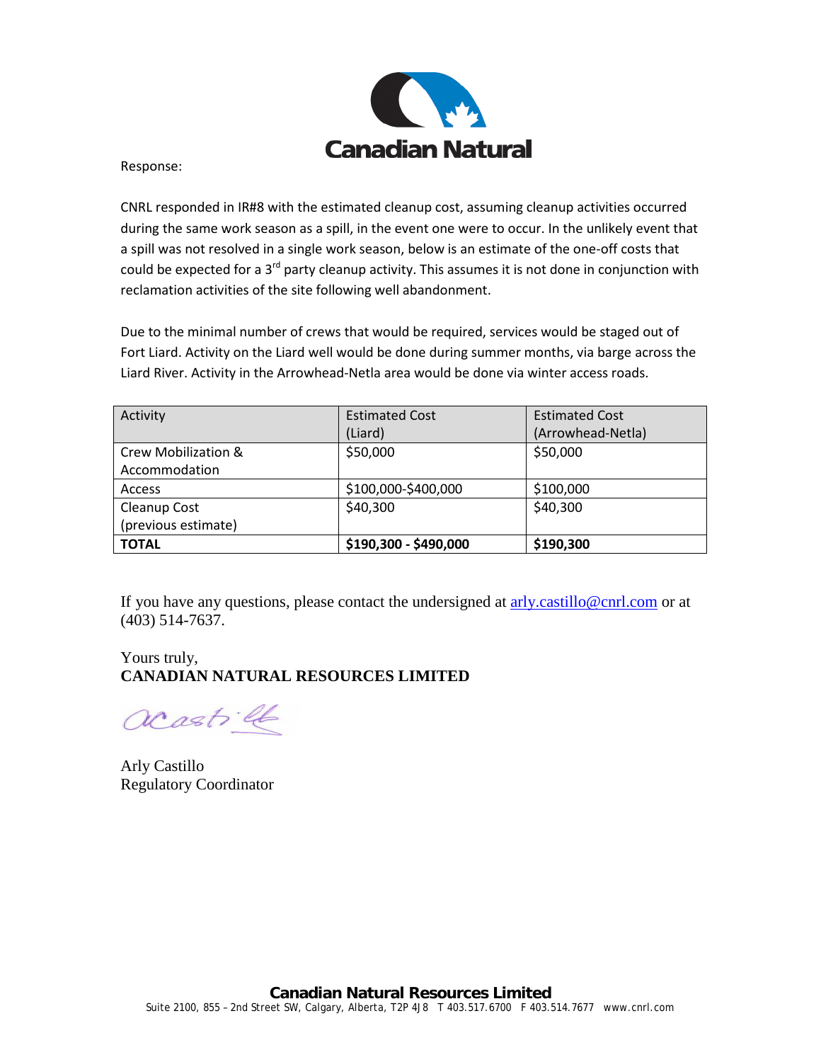Response:

CNRL responded in IR#8 with the estimated cleanup cost, assuming cleanup activities occurred during the same work season as a spill, in the event one were to occur. In the unlikely event that a spill was not resolved in a single work season, below is an estimate of the one-off costs that could be expected for a 3rd party cleanup activity. This assumes it is not done in conjunction with reclamation activities of the site following well abandonment.

Due to the minimal number of crews that would be required, services would be staged out of Fort Liard. Activity on the Liard well would be done during summer months, via barge across the Liard River. Activity in the Arrowhead-Netla area would be done via winter access roads.

| Activity | Estimated Cost (Liard) | Estimated Cost (Arrowhead-Netla) |
|---|---|---|
| Crew Mobilization & Accommodation | $50,000 | $50,000 |
| Access | $100,000-$400,000 | $100,000 |
| Cleanup Cost (previous estimate) | $40,300 | $40,300 |
| **TOTAL** | **$190,300 - $490,000** | **$190,300** |

If you have any questions, please contact the undersigned at arly.castillo@cnrl.com or at (403) 514-7637.

Yours truly,
**CANADIAN NATURAL RESOURCES LIMITED**

Arly Castillo
Regulatory Coordinator